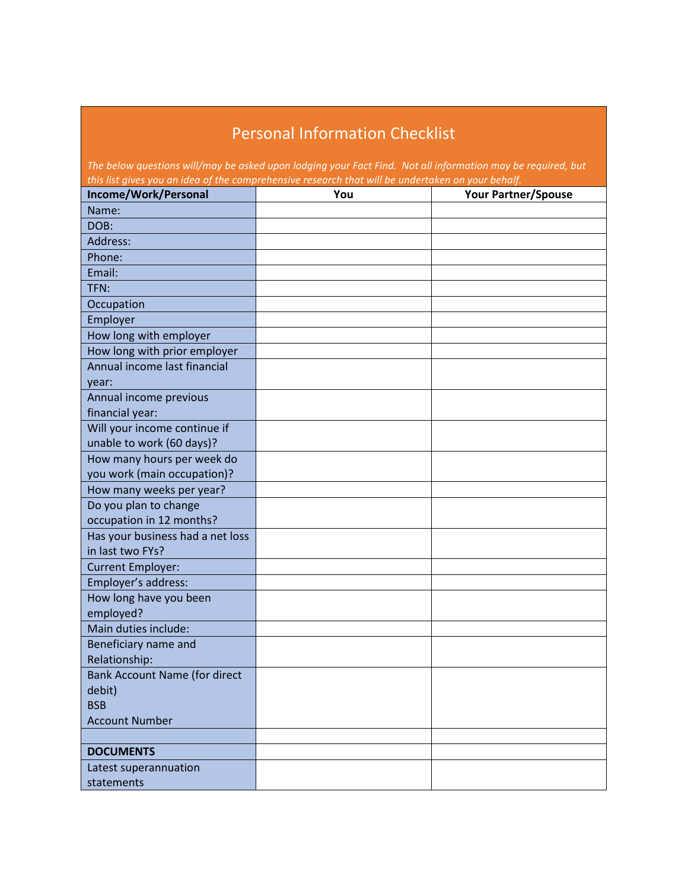# Personal Information Checklist

*The below questions will/may be asked upon lodging your Fact Find. Not all information may be required, but this list gives you an idea of the comprehensive research that will be undertaken on your behalf.*

| **Income/Work/Personal** | **You** | **Your Partner/Spouse** |
|---|---|---|
| Name: | | |
| DOB: | | |
| Address: | | |
| Phone: | | |
| Email: | | |
| TFN: | | |
| Occupation | | |
| Employer | | |
| How long with employer | | |
| How long with prior employer | | |
| Annual income last financial year: | | |
| Annual income previous financial year: | | |
| Will your income continue if unable to work (60 days)? | | |
| How many hours per week do you work (main occupation)? | | |
| How many weeks per year? | | |
| Do you plan to change occupation in 12 months? | | |
| Has your business had a net loss in last two FYs? | | |
| Current Employer: | | |
| Employer's address: | | |
| How long have you been employed? | | |
| Main duties include: | | |
| Beneficiary name and Relationship: | | |
| Bank Account Name (for direct debit)<br>BSB<br>Account Number | | |
| | | |
| **DOCUMENTS** | | |
| Latest superannuation statements | | |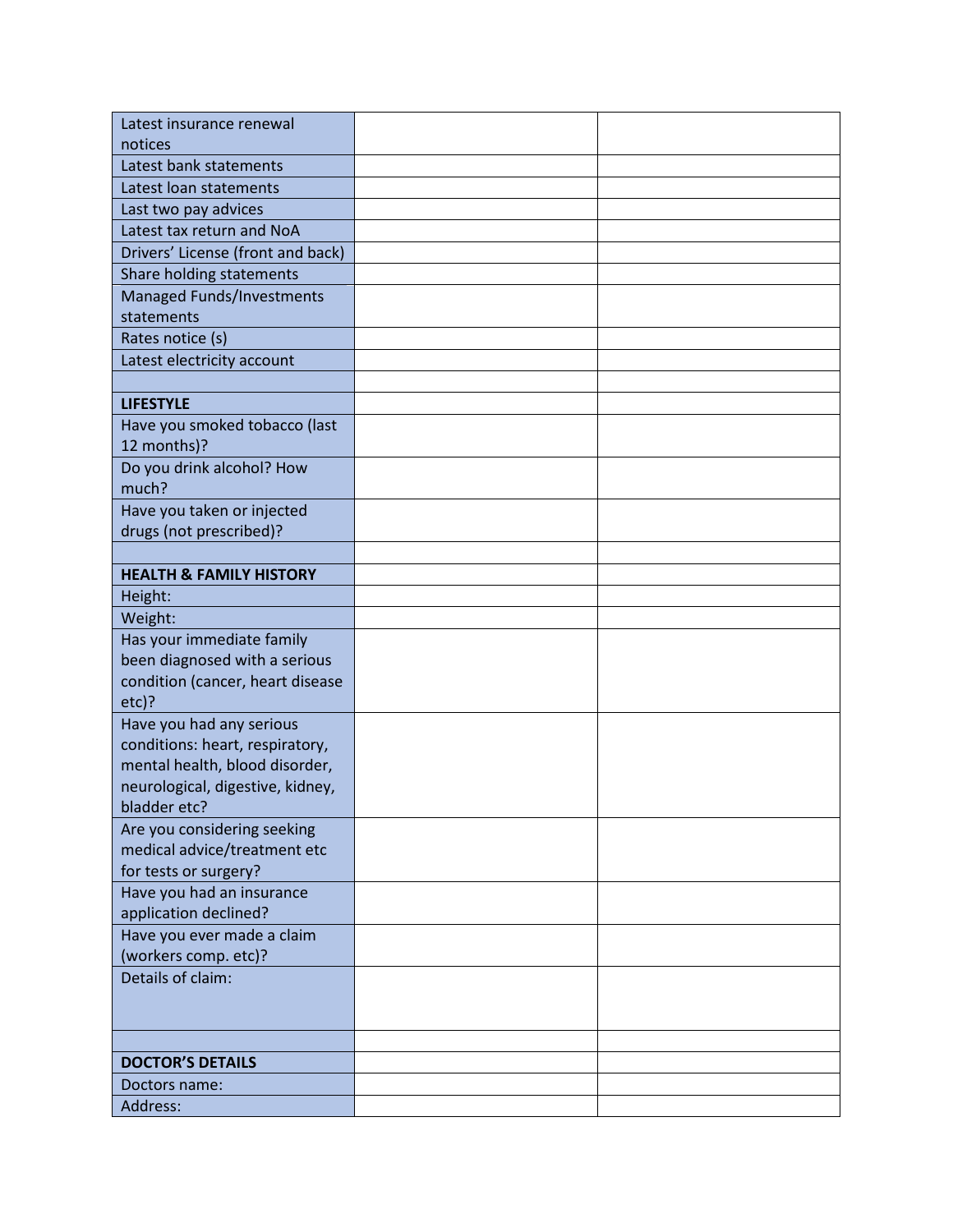| | | |
|---|---|---|
| Latest insurance renewal notices | | |
| Latest bank statements | | |
| Latest loan statements | | |
| Last two pay advices | | |
| Latest tax return and NoA | | |
| Drivers' License (front and back) | | |
| Share holding statements | | |
| Managed Funds/Investments statements | | |
| Rates notice (s) | | |
| Latest electricity account | | |
| | | |
| **LIFESTYLE** | | |
| Have you smoked tobacco (last 12 months)? | | |
| Do you drink alcohol? How much? | | |
| Have you taken or injected drugs (not prescribed)? | | |
| | | |
| **HEALTH & FAMILY HISTORY** | | |
| Height: | | |
| Weight: | | |
| Has your immediate family been diagnosed with a serious condition (cancer, heart disease etc)? | | |
| Have you had any serious conditions: heart, respiratory, mental health, blood disorder, neurological, digestive, kidney, bladder etc? | | |
| Are you considering seeking medical advice/treatment etc for tests or surgery? | | |
| Have you had an insurance application declined? | | |
| Have you ever made a claim (workers comp. etc)? | | |
| Details of claim: | | |
| | | |
| **DOCTOR'S DETAILS** | | |
| Doctors name: | | |
| Address: | | |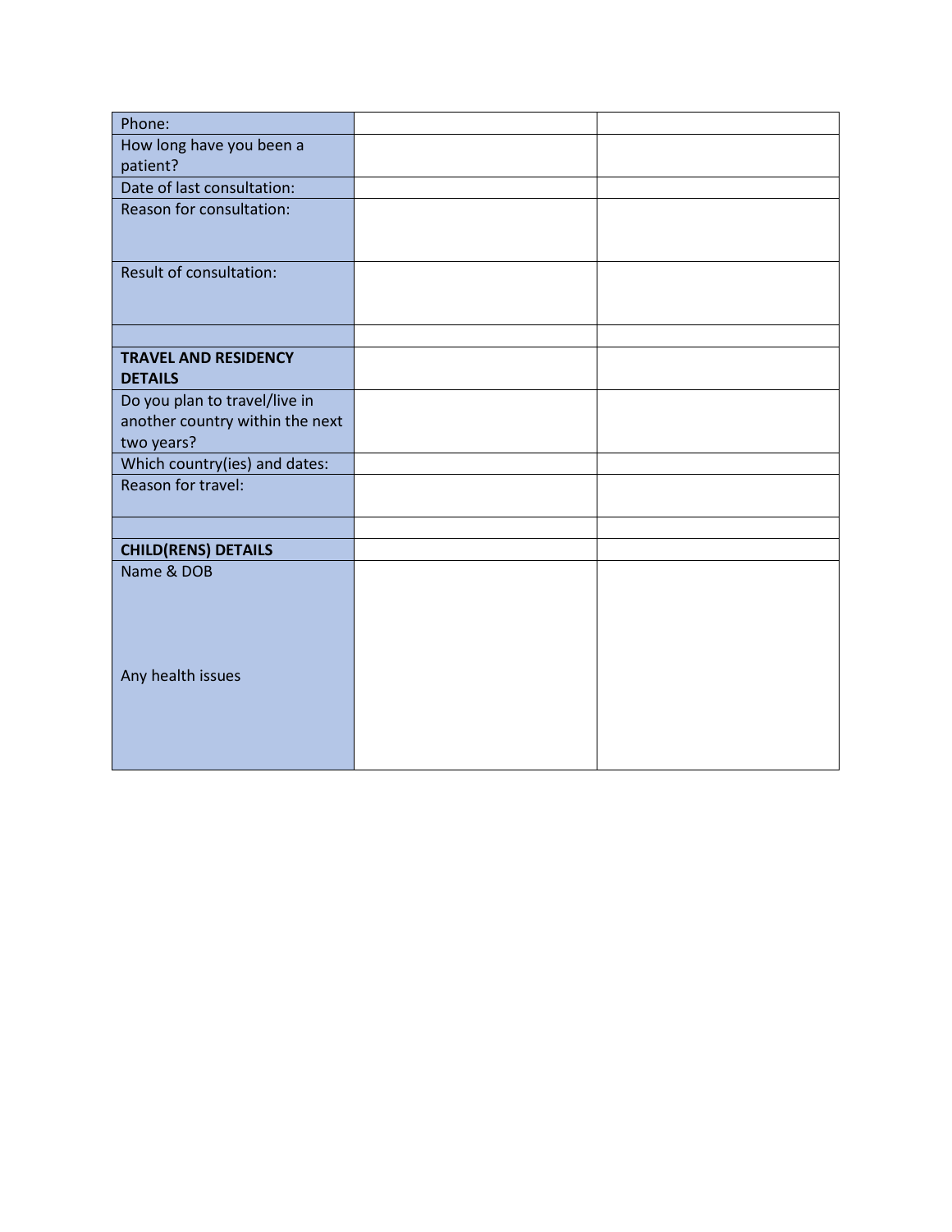| | | |
|---|---|---|
| Phone: | | |
| How long have you been a patient? | | |
| Date of last consultation: | | |
| Reason for consultation: | | |
| Result of consultation: | | |
| | | |
| **TRAVEL AND RESIDENCY DETAILS** | | |
| Do you plan to travel/live in another country within the next two years? | | |
| Which country(ies) and dates: | | |
| Reason for travel: | | |
| | | |
| **CHILD(RENS) DETAILS** | | |
| Name & DOB<br><br>Any health issues | | |